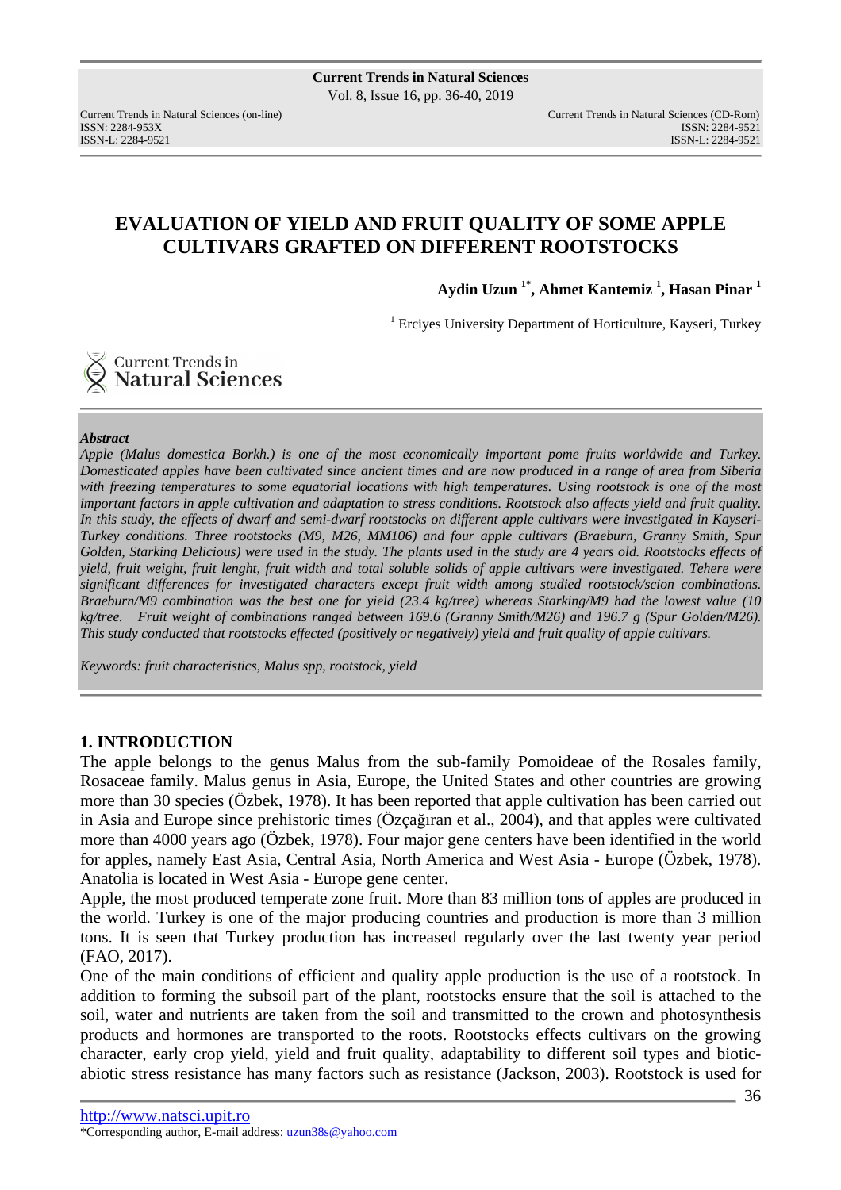# EVALUATION OF YIELD AND FRUIT QUALITY OF SOME APPLE CULTIVARS GRAFTED ON DIFFERENT ROOTSTOCKS

**Aydin Uzun [1*], Ahmet Kantemiz [1], Hasan Pinar [1]**

[1] Erciyes University Department of Horticulture, Kayseri, Turkey

***Abstract***

*Apple (Malus domestica Borkh.) is one of the most economically important pome fruits worldwide and Turkey. Domesticated apples have been cultivated since ancient times and are now produced in a range of area from Siberia with freezing temperatures to some equatorial locations with high temperatures. Using rootstock is one of the most important factors in apple cultivation and adaptation to stress conditions. Rootstock also affects yield and fruit quality. In this study, the effects of dwarf and semi-dwarf rootstocks on different apple cultivars were investigated in Kayseri-Turkey conditions. Three rootstocks (M9, M26, MM106) and four apple cultivars (Braeburn, Granny Smith, Spur Golden, Starking Delicious) were used in the study. The plants used in the study are 4 years old. Rootstocks effects of yield, fruit weight, fruit lenght, fruit width and total soluble solids of apple cultivars were investigated. Tehere were significant differences for investigated characters except fruit width among studied rootstock/scion combinations. Braeburn/M9 combination was the best one for yield (23.4 kg/tree) whereas Starking/M9 had the lowest value (10 kg/tree. Fruit weight of combinations ranged between 169.6 (Granny Smith/M26) and 196.7 g (Spur Golden/M26). This study conducted that rootstocks effected (positively or negatively) yield and fruit quality of apple cultivars.*

*Keywords: fruit characteristics, Malus spp, rootstock, yield*

## 1. INTRODUCTION

The apple belongs to the genus Malus from the sub-family Pomoideae of the Rosales family, Rosaceae family. Malus genus in Asia, Europe, the United States and other countries are growing more than 30 species (Özbek, 1978). It has been reported that apple cultivation has been carried out in Asia and Europe since prehistoric times (Özçağıran et al., 2004), and that apples were cultivated more than 4000 years ago (Özbek, 1978). Four major gene centers have been identified in the world for apples, namely East Asia, Central Asia, North America and West Asia - Europe (Özbek, 1978). Anatolia is located in West Asia - Europe gene center.

Apple, the most produced temperate zone fruit. More than 83 million tons of apples are produced in the world. Turkey is one of the major producing countries and production is more than 3 million tons. It is seen that Turkey production has increased regularly over the last twenty year period (FAO, 2017).

One of the main conditions of efficient and quality apple production is the use of a rootstock. In addition to forming the subsoil part of the plant, rootstocks ensure that the soil is attached to the soil, water and nutrients are taken from the soil and transmitted to the crown and photosynthesis products and hormones are transported to the roots. Rootstocks effects cultivars on the growing character, early crop yield, yield and fruit quality, adaptability to different soil types and biotic-abiotic stress resistance has many factors such as resistance (Jackson, 2003). Rootstock is used for

http://www.natsci.upit.ro

*Corresponding author, E-mail address: uzun38s@yahoo.com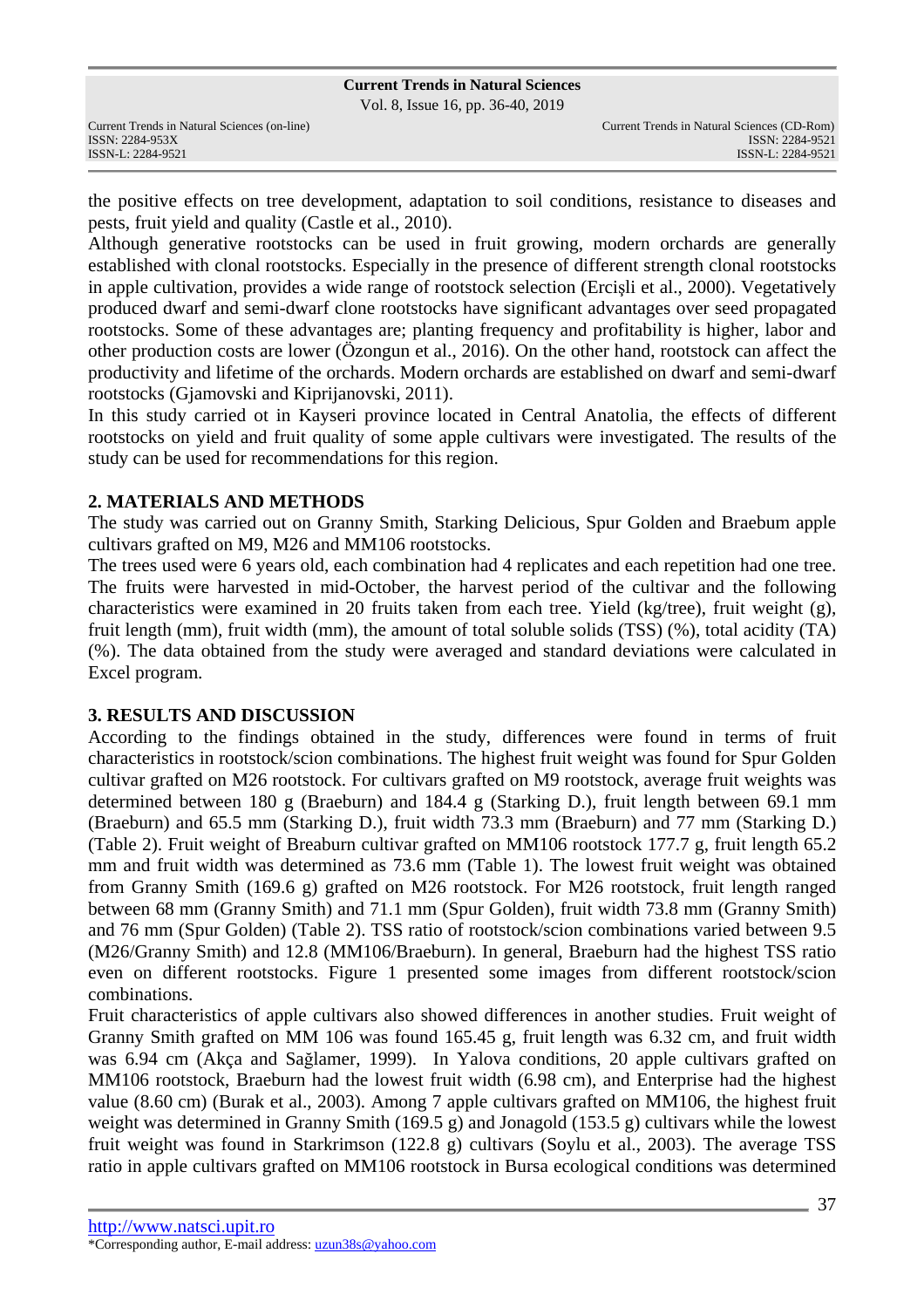the positive effects on tree development, adaptation to soil conditions, resistance to diseases and pests, fruit yield and quality (Castle et al., 2010).

Although generative rootstocks can be used in fruit growing, modern orchards are generally established with clonal rootstocks. Especially in the presence of different strength clonal rootstocks in apple cultivation, provides a wide range of rootstock selection (Ercişli et al., 2000). Vegetatively produced dwarf and semi-dwarf clone rootstocks have significant advantages over seed propagated rootstocks. Some of these advantages are; planting frequency and profitability is higher, labor and other production costs are lower (Özongun et al., 2016). On the other hand, rootstock can affect the productivity and lifetime of the orchards. Modern orchards are established on dwarf and semi-dwarf rootstocks (Gjamovski and Kiprijanovski, 2011).

In this study carried ot in Kayseri province located in Central Anatolia, the effects of different rootstocks on yield and fruit quality of some apple cultivars were investigated. The results of the study can be used for recommendations for this region.

## 2. MATERIALS AND METHODS

The study was carried out on Granny Smith, Starking Delicious, Spur Golden and Braebum apple cultivars grafted on M9, M26 and MM106 rootstocks.

The trees used were 6 years old, each combination had 4 replicates and each repetition had one tree. The fruits were harvested in mid-October, the harvest period of the cultivar and the following characteristics were examined in 20 fruits taken from each tree. Yield (kg/tree), fruit weight (g), fruit length (mm), fruit width (mm), the amount of total soluble solids (TSS) (%), total acidity (TA) (%). The data obtained from the study were averaged and standard deviations were calculated in Excel program.

## 3. RESULTS AND DISCUSSION

According to the findings obtained in the study, differences were found in terms of fruit characteristics in rootstock/scion combinations. The highest fruit weight was found for Spur Golden cultivar grafted on M26 rootstock. For cultivars grafted on M9 rootstock, average fruit weights was determined between 180 g (Braeburn) and 184.4 g (Starking D.), fruit length between 69.1 mm (Braeburn) and 65.5 mm (Starking D.), fruit width 73.3 mm (Braeburn) and 77 mm (Starking D.) (Table 2). Fruit weight of Breaburn cultivar grafted on MM106 rootstock 177.7 g, fruit length 65.2 mm and fruit width was determined as 73.6 mm (Table 1). The lowest fruit weight was obtained from Granny Smith (169.6 g) grafted on M26 rootstock. For M26 rootstock, fruit length ranged between 68 mm (Granny Smith) and 71.1 mm (Spur Golden), fruit width 73.8 mm (Granny Smith) and 76 mm (Spur Golden) (Table 2). TSS ratio of rootstock/scion combinations varied between 9.5 (M26/Granny Smith) and 12.8 (MM106/Braeburn). In general, Braeburn had the highest TSS ratio even on different rootstocks. Figure 1 presented some images from different rootstock/scion combinations.

Fruit characteristics of apple cultivars also showed differences in another studies. Fruit weight of Granny Smith grafted on MM 106 was found 165.45 g, fruit length was 6.32 cm, and fruit width was 6.94 cm (Akça and Sağlamer, 1999). In Yalova conditions, 20 apple cultivars grafted on MM106 rootstock, Braeburn had the lowest fruit width (6.98 cm), and Enterprise had the highest value (8.60 cm) (Burak et al., 2003). Among 7 apple cultivars grafted on MM106, the highest fruit weight was determined in Granny Smith (169.5 g) and Jonagold (153.5 g) cultivars while the lowest fruit weight was found in Starkrimson (122.8 g) cultivars (Soylu et al., 2003). The average TSS ratio in apple cultivars grafted on MM106 rootstock in Bursa ecological conditions was determined

*Corresponding author, E-mail address: uzun38s@yahoo.com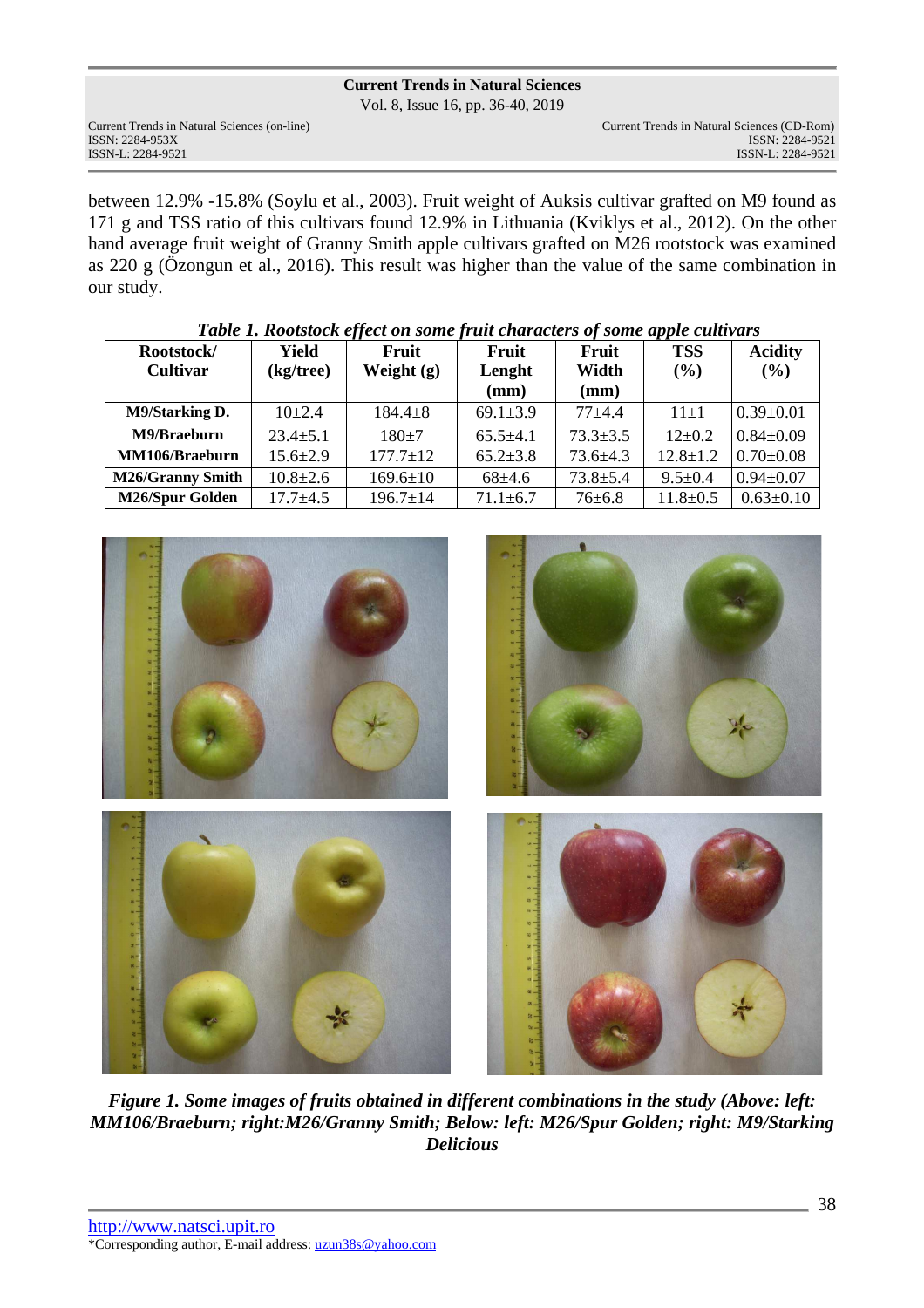between 12.9% -15.8% (Soylu et al., 2003). Fruit weight of Auksis cultivar grafted on M9 found as 171 g and TSS ratio of this cultivars found 12.9% in Lithuania (Kviklys et al., 2012). On the other hand average fruit weight of Granny Smith apple cultivars grafted on M26 rootstock was examined as 220 g (Özongun et al., 2016). This result was higher than the value of the same combination in our study.

***Table 1. Rootstock effect on some fruit characters of some apple cultivars***

| Rootstock/ Cultivar | Yield (kg/tree) | Fruit Weight (g) | Fruit Lenght (mm) | Fruit Width (mm) | TSS (%) | Acidity (%) |
|---|---|---|---|---|---|---|
| **M9/Starking D.** | 10±2.4 | 184.4±8 | 69.1±3.9 | 77±4.4 | 11±1 | 0.39±0.01 |
| **M9/Braeburn** | 23.4±5.1 | 180±7 | 65.5±4.1 | 73.3±3.5 | 12±0.2 | 0.84±0.09 |
| **MM106/Braeburn** | 15.6±2.9 | 177.7±12 | 65.2±3.8 | 73.6±4.3 | 12.8±1.2 | 0.70±0.08 |
| **M26/Granny Smith** | 10.8±2.6 | 169.6±10 | 68±4.6 | 73.8±5.4 | 9.5±0.4 | 0.94±0.07 |
| **M26/Spur Golden** | 17.7±4.5 | 196.7±14 | 71.1±6.7 | 76±6.8 | 11.8±0.5 | 0.63±0.10 |

***Figure 1. Some images of fruits obtained in different combinations in the study (Above: left: MM106/Braeburn; right:M26/Granny Smith; Below: left: M26/Spur Golden; right: M9/Starking Delicious***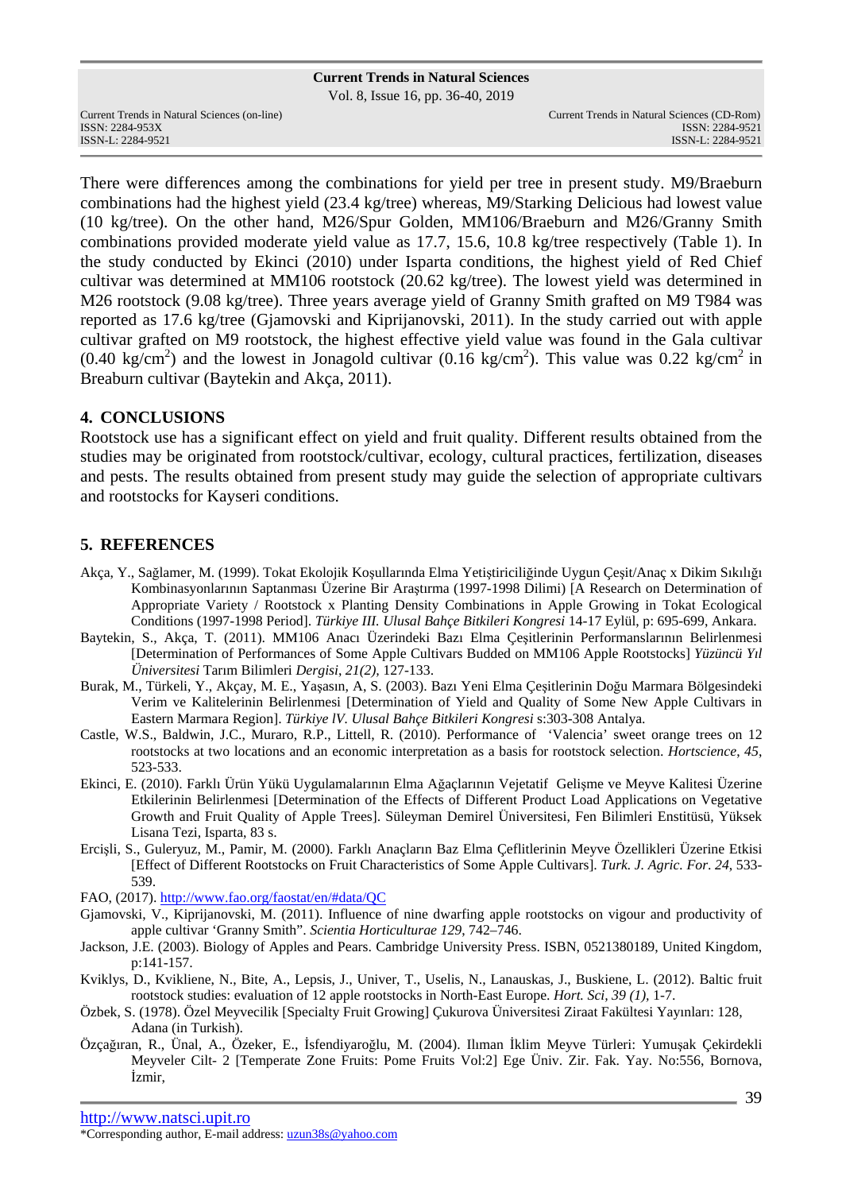There were differences among the combinations for yield per tree in present study. M9/Braeburn combinations had the highest yield (23.4 kg/tree) whereas, M9/Starking Delicious had lowest value (10 kg/tree). On the other hand, M26/Spur Golden, MM106/Braeburn and M26/Granny Smith combinations provided moderate yield value as 17.7, 15.6, 10.8 kg/tree respectively (Table 1). In the study conducted by Ekinci (2010) under Isparta conditions, the highest yield of Red Chief cultivar was determined at MM106 rootstock (20.62 kg/tree). The lowest yield was determined in M26 rootstock (9.08 kg/tree). Three years average yield of Granny Smith grafted on M9 T984 was reported as 17.6 kg/tree (Gjamovski and Kiprijanovski, 2011). In the study carried out with apple cultivar grafted on M9 rootstock, the highest effective yield value was found in the Gala cultivar (0.40 kg/cm$^2$) and the lowest in Jonagold cultivar (0.16 kg/cm$^2$). This value was 0.22 kg/cm$^2$ in Breaburn cultivar (Baytekin and Akça, 2011).

## 4. CONCLUSIONS

Rootstock use has a significant effect on yield and fruit quality. Different results obtained from the studies may be originated from rootstock/cultivar, ecology, cultural practices, fertilization, diseases and pests. The results obtained from present study may guide the selection of appropriate cultivars and rootstocks for Kayseri conditions.

## 5. REFERENCES

Akça, Y., Sağlamer, M. (1999). Tokat Ekolojik Koşullarında Elma Yetiştiriciliğinde Uygun Çeşit/Anaç x Dikim Sıklığı Kombinasyonlarının Saptanması Üzerine Bir Araştırma (1997-1998 Dilimi) [A Research on Determination of Appropriate Variety / Rootstock x Planting Density Combinations in Apple Growing in Tokat Ecological Conditions (1997-1998 Period]. *Türkiye III. Ulusal Bahçe Bitkileri Kongresi* 14-17 Eylül, p: 695-699, Ankara.

Baytekin, S., Akça, T. (2011). MM106 Anacı Üzerindeki Bazı Elma Çeşitlerinin Performanslarının Belirlenmesi [Determination of Performances of Some Apple Cultivars Budded on MM106 Apple Rootstocks] *Yüzüncü Yıl Üniversitesi* Tarım Bilimleri *Dergisi*, *21(2),* 127-133.

Burak, M., Türkeli, Y., Akçay, M. E., Yaşasın, A, S. (2003). Bazı Yeni Elma Çeşitlerinin Doğu Marmara Bölgesindeki Verim ve Kalitelerinin Belirlenmesi [Determination of Yield and Quality of Some New Apple Cultivars in Eastern Marmara Region]. *Türkiye lV. Ulusal Bahçe Bitkileri Kongresi* s:303-308 Antalya.

Castle, W.S., Baldwin, J.C., Muraro, R.P., Littell, R. (2010). Performance of 'Valencia' sweet orange trees on 12 rootstocks at two locations and an economic interpretation as a basis for rootstock selection. *Hortscience*, *45*, 523-533.

Ekinci, E. (2010). Farklı Ürün Yükü Uygulamalarının Elma Ağaçlarının Vejetatif Gelişme ve Meyve Kalitesi Üzerine Etkilerinin Belirlenmesi [Determination of the Effects of Different Product Load Applications on Vegetative Growth and Fruit Quality of Apple Trees]. Süleyman Demirel Üniversitesi, Fen Bilimleri Enstitüsü, Yüksek Lisana Tezi, Isparta, 83 s.

Ercişli, S., Guleryuz, M., Pamir, M. (2000). Farklı Anaçların Baz Elma Çeflitlerinin Meyve Özellikleri Üzerine Etkisi [Effect of Different Rootstocks on Fruit Characteristics of Some Apple Cultivars]. *Turk. J. Agric. For. 24*, 533-539.

FAO, (2017). http://www.fao.org/faostat/en/#data/QC

Gjamovski, V., Kiprijanovski, M. (2011). Influence of nine dwarfing apple rootstocks on vigour and productivity of apple cultivar 'Granny Smith". *Scientia Horticulturae 129*, 742–746.

Jackson, J.E. (2003). Biology of Apples and Pears. Cambridge University Press. ISBN, 0521380189, United Kingdom, p:141-157.

Kviklys, D., Kvikliene, N., Bite, A., Lepsis, J., Univer, T., Uselis, N., Lanauskas, J., Buskiene, L. (2012). Baltic fruit rootstock studies: evaluation of 12 apple rootstocks in North-East Europe. *Hort. Sci, 39 (1),* 1-7.

Özbek, S. (1978). Özel Meyvecilik [Specialty Fruit Growing] Çukurova Üniversitesi Ziraat Fakültesi Yayınları: 128, Adana (in Turkish).

Özçağıran, R., Ünal, A., Özeker, E., İsfendiyaroğlu, M. (2004). Ilıman İklim Meyve Türleri: Yumuşak Çekirdekli Meyveler Cilt- 2 [Temperate Zone Fruits: Pome Fruits Vol:2] Ege Üniv. Zir. Fak. Yay. No:556, Bornova, İzmir,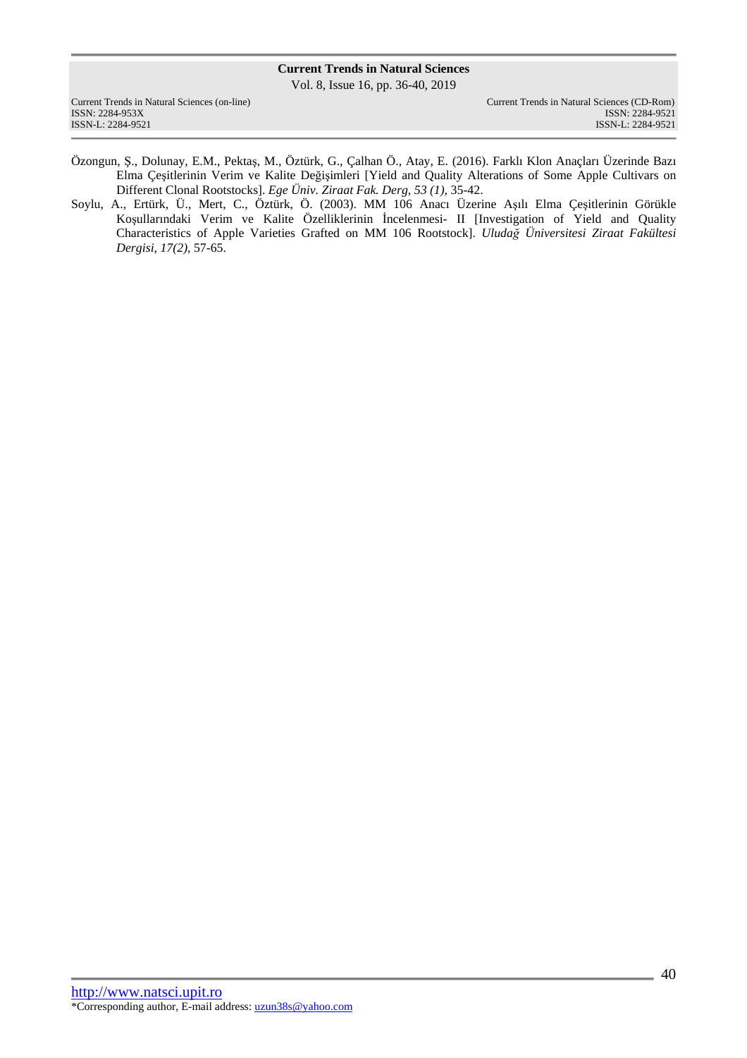Özongun, Ş., Dolunay, E.M., Pektaş, M., Öztürk, G., Çalhan Ö., Atay, E. (2016). Farklı Klon Anaçları Üzerinde Bazı Elma Çeşitlerinin Verim ve Kalite Değişimleri [Yield and Quality Alterations of Some Apple Cultivars on Different Clonal Rootstocks]. *Ege Üniv. Ziraat Fak. Derg, 53 (1),* 35-42.

Soylu, A., Ertürk, Ü., Mert, C., Öztürk, Ö. (2003). MM 106 Anacı Üzerine Aşılı Elma Çeşitlerinin Görükle Koşullarındaki Verim ve Kalite Özelliklerinin İncelenmesi- II [Investigation of Yield and Quality Characteristics of Apple Varieties Grafted on MM 106 Rootstock]. *Uludağ Üniversitesi Ziraat Fakültesi Dergisi, 17(2),* 57-65.

http://www.natsci.upit.ro

*Corresponding author, E-mail address: uzun38s@yahoo.com